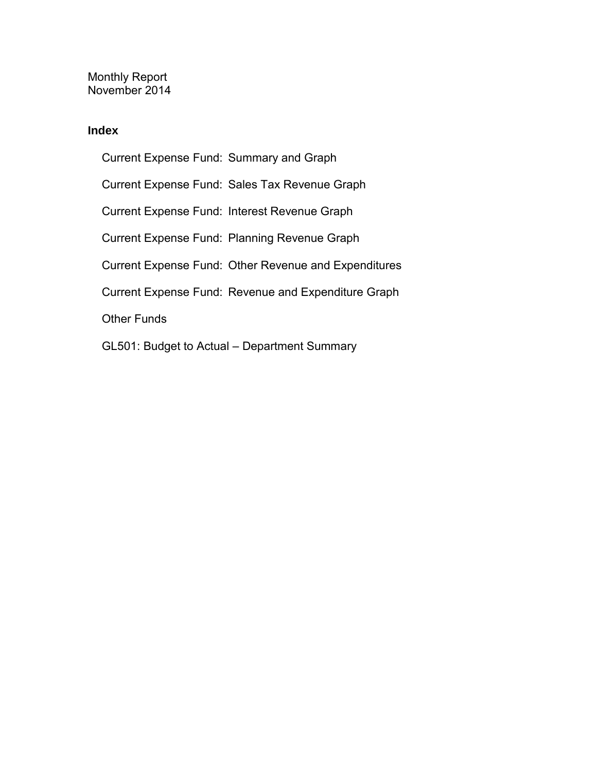Monthly Report
November 2014

## Index

- Current Expense Fund: Summary and Graph
- Current Expense Fund: Sales Tax Revenue Graph
- Current Expense Fund: Interest Revenue Graph
- Current Expense Fund: Planning Revenue Graph
- Current Expense Fund: Other Revenue and Expenditures
- Current Expense Fund: Revenue and Expenditure Graph
- Other Funds
- GL501: Budget to Actual – Department Summary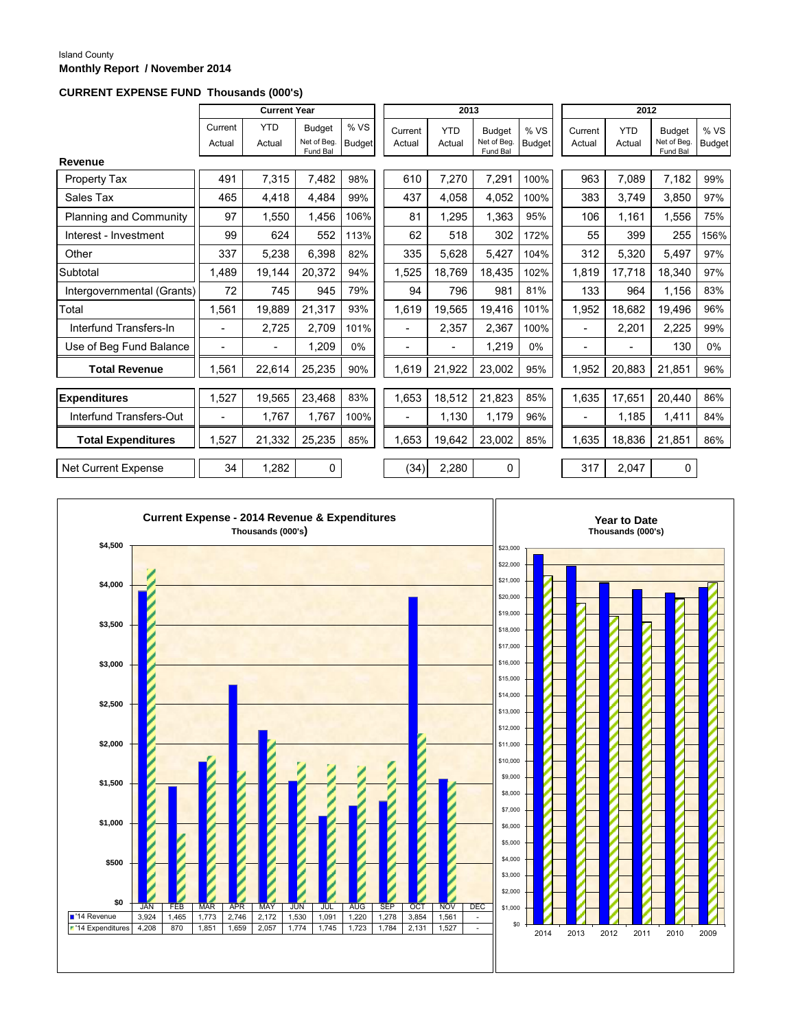Island County

**Monthly Report / November 2014**

### CURRENT EXPENSE FUND Thousands (000's)

| | Current Year | | | | 2013 | | | | 2012 | | | |
|---|---|---|---|---|---|---|---|---|---|---|---|---|
| | Current Actual | YTD Actual | Budget Net of Beg. Fund Bal | % VS Budget | Current Actual | YTD Actual | Budget Net of Beg. Fund Bal | % VS Budget | Current Actual | YTD Actual | Budget Net of Beg. Fund Bal | % VS Budget |
| **Revenue** | | | | | | | | | | | | |
| Property Tax | 491 | 7,315 | 7,482 | 98% | 610 | 7,270 | 7,291 | 100% | 963 | 7,089 | 7,182 | 99% |
| Sales Tax | 465 | 4,418 | 4,484 | 99% | 437 | 4,058 | 4,052 | 100% | 383 | 3,749 | 3,850 | 97% |
| Planning and Community | 97 | 1,550 | 1,456 | 106% | 81 | 1,295 | 1,363 | 95% | 106 | 1,161 | 1,556 | 75% |
| Interest - Investment | 99 | 624 | 552 | 113% | 62 | 518 | 302 | 172% | 55 | 399 | 255 | 156% |
| Other | 337 | 5,238 | 6,398 | 82% | 335 | 5,628 | 5,427 | 104% | 312 | 5,320 | 5,497 | 97% |
| Subtotal | 1,489 | 19,144 | 20,372 | 94% | 1,525 | 18,769 | 18,435 | 102% | 1,819 | 17,718 | 18,340 | 97% |
| Intergovernmental (Grants) | 72 | 745 | 945 | 79% | 94 | 796 | 981 | 81% | 133 | 964 | 1,156 | 83% |
| Total | 1,561 | 19,889 | 21,317 | 93% | 1,619 | 19,565 | 19,416 | 101% | 1,952 | 18,682 | 19,496 | 96% |
| Interfund Transfers-In | - | 2,725 | 2,709 | 101% | - | 2,357 | 2,367 | 100% | - | 2,201 | 2,225 | 99% |
| Use of Beg Fund Balance | - | - | 1,209 | 0% | - | - | 1,219 | 0% | - | - | 130 | 0% |
| **Total Revenue** | 1,561 | 22,614 | 25,235 | 90% | 1,619 | 21,922 | 23,002 | 95% | 1,952 | 20,883 | 21,851 | 96% |
| **Expenditures** | 1,527 | 19,565 | 23,468 | 83% | 1,653 | 18,512 | 21,823 | 85% | 1,635 | 17,651 | 20,440 | 86% |
| Interfund Transfers-Out | - | 1,767 | 1,767 | 100% | - | 1,130 | 1,179 | 96% | - | 1,185 | 1,411 | 84% |
| **Total Expenditures** | 1,527 | 21,332 | 25,235 | 85% | 1,653 | 19,642 | 23,002 | 85% | 1,635 | 18,836 | 21,851 | 86% |
| Net Current Expense | 34 | 1,282 | 0 | | (34) | 2,280 | 0 | | 317 | 2,047 | 0 | |

**Current Expense - 2014 Revenue & Expenditures**
Thousands (000's)

| | JAN | FEB | MAR | APR | MAY | JUN | JUL | AUG | SEP | OCT | NOV | DEC |
|---|---|---|---|---|---|---|---|---|---|---|---|---|
| '14 Revenue | 3,924 | 1,465 | 1,773 | 2,746 | 2,172 | 1,530 | 1,091 | 1,220 | 1,278 | 3,854 | 1,561 | - |
| '14 Expenditures | 4,208 | 870 | 1,851 | 1,659 | 2,057 | 1,774 | 1,745 | 1,723 | 1,784 | 2,131 | 1,527 | - |

**Year to Date**
Thousands (000's)

2014, 2013, 2012, 2011, 2010, 2009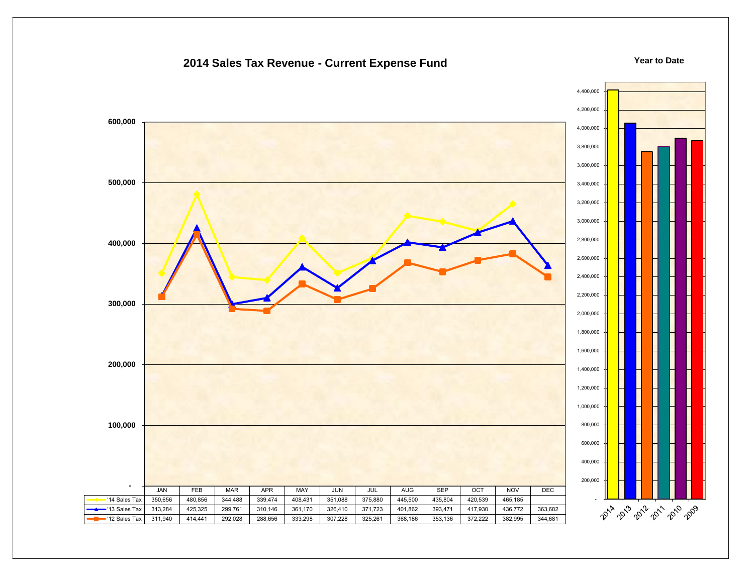# 2014 Sales Tax Revenue - Current Expense Fund

**Year to Date**

| | JAN | FEB | MAR | APR | MAY | JUN | JUL | AUG | SEP | OCT | NOV | DEC |
|---|---|---|---|---|---|---|---|---|---|---|---|---|
| '14 Sales Tax | 350,656 | 480,856 | 344,488 | 339,474 | 408,431 | 351,088 | 375,880 | 445,500 | 435,804 | 420,539 | 465,185 | |
| '13 Sales Tax | 313,284 | 425,325 | 299,761 | 310,146 | 361,170 | 326,410 | 371,723 | 401,862 | 393,471 | 417,930 | 436,772 | 363,682 |
| '12 Sales Tax | 311,940 | 414,441 | 292,028 | 288,656 | 333,298 | 307,228 | 325,261 | 368,186 | 353,136 | 372,222 | 382,995 | 344,681 |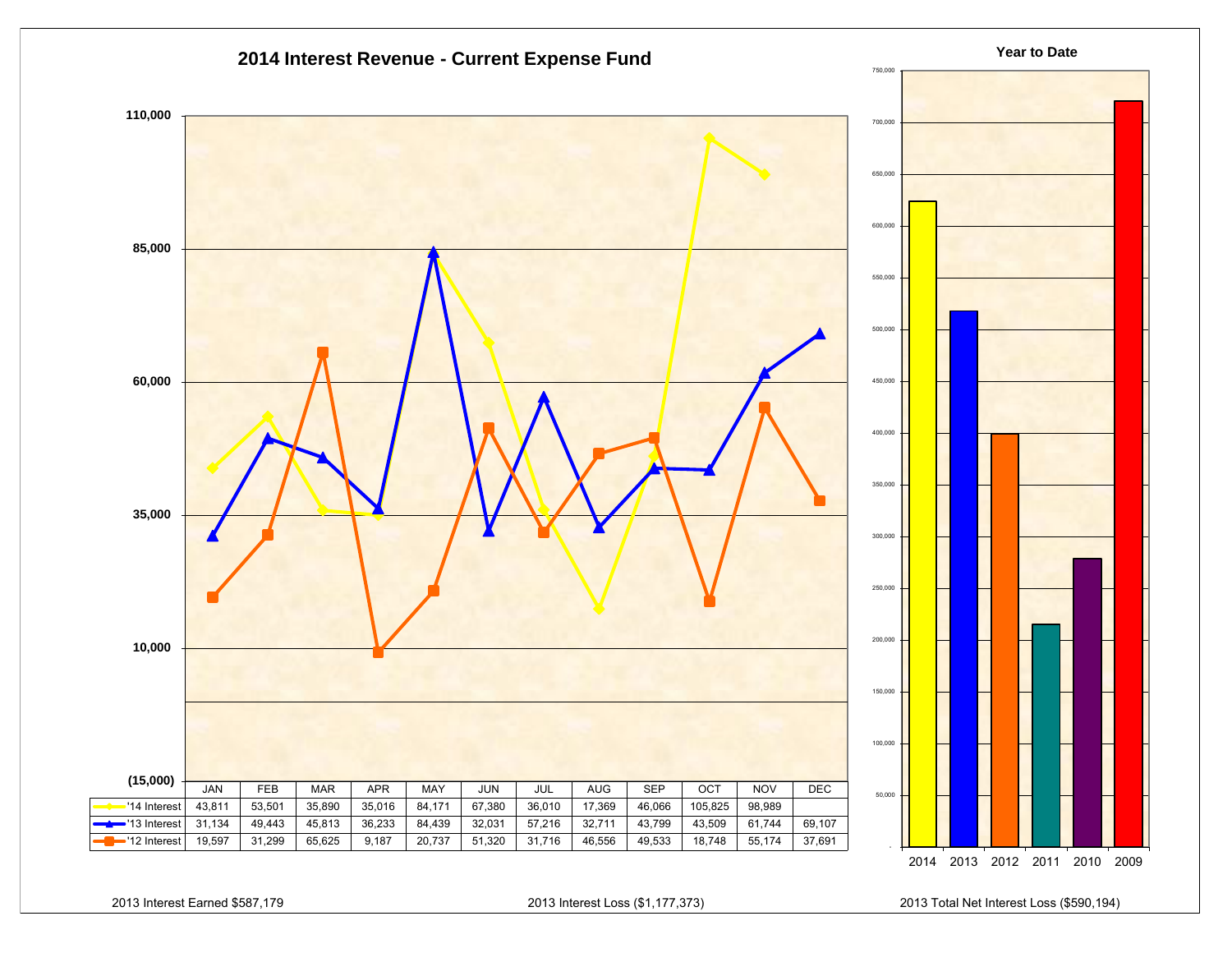# 2014 Interest Revenue - Current Expense Fund

| | JAN | FEB | MAR | APR | MAY | JUN | JUL | AUG | SEP | OCT | NOV | DEC |
|---|---|---|---|---|---|---|---|---|---|---|---|---|
| '14 Interest | 43,811 | 53,501 | 35,890 | 35,016 | 84,171 | 67,380 | 36,010 | 17,369 | 46,066 | 105,825 | 98,989 | |
| '13 Interest | 31,134 | 49,443 | 45,813 | 36,233 | 84,439 | 32,031 | 57,216 | 32,711 | 43,799 | 43,509 | 61,744 | 69,107 |
| '12 Interest | 19,597 | 31,299 | 65,625 | 9,187 | 20,737 | 51,320 | 31,716 | 46,556 | 49,533 | 18,748 | 55,174 | 37,691 |

## Year to Date

2013 Interest Earned $587,179

2013 Interest Loss ($1,177,373)

2013 Total Net Interest Loss ($590,194)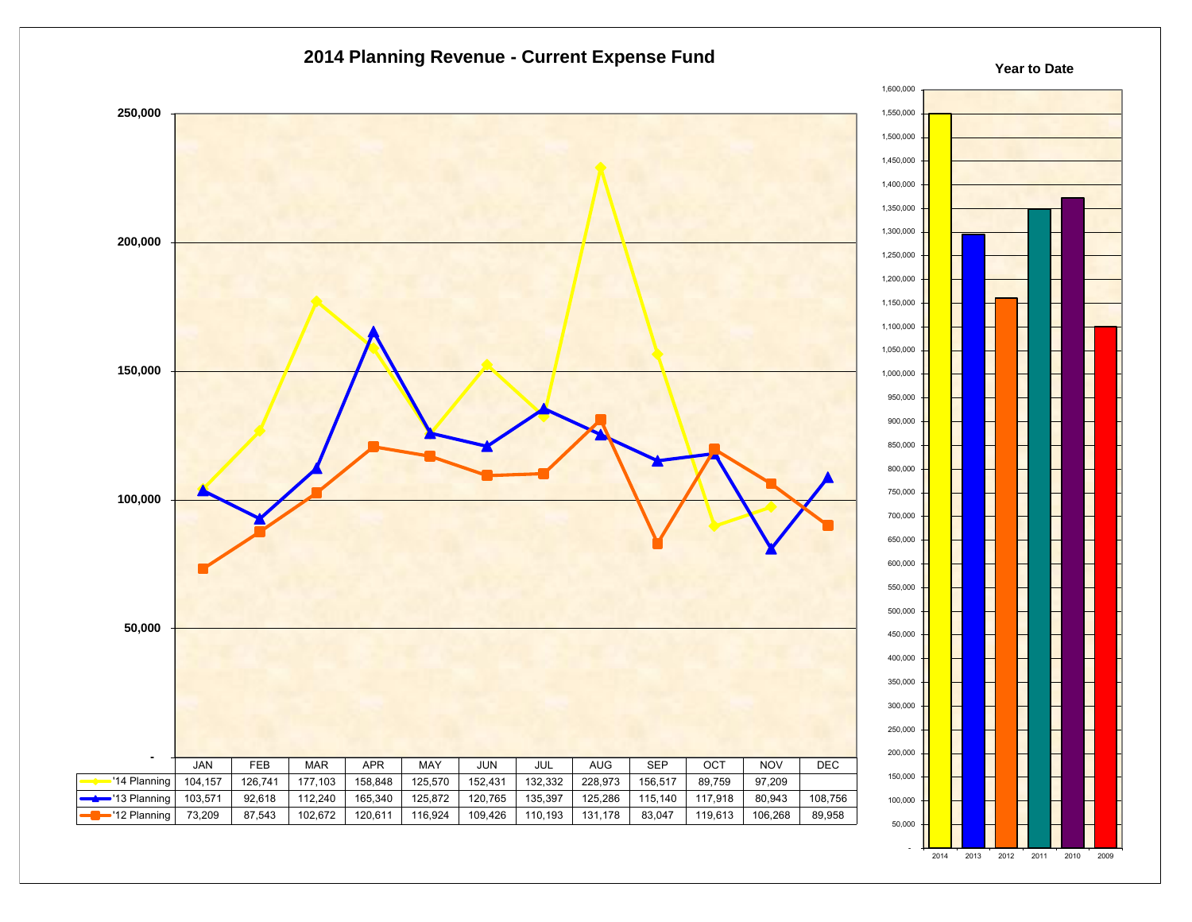# 2014 Planning Revenue - Current Expense Fund

| | JAN | FEB | MAR | APR | MAY | JUN | JUL | AUG | SEP | OCT | NOV | DEC |
|---|---|---|---|---|---|---|---|---|---|---|---|---|
| '14 Planning | 104,157 | 126,741 | 177,103 | 158,848 | 125,570 | 152,431 | 132,332 | 228,973 | 156,517 | 89,759 | 97,209 | |
| '13 Planning | 103,571 | 92,618 | 112,240 | 165,340 | 125,872 | 120,765 | 135,397 | 125,286 | 115,140 | 117,918 | 80,943 | 108,756 |
| '12 Planning | 73,209 | 87,543 | 102,672 | 120,611 | 116,924 | 109,426 | 110,193 | 131,178 | 83,047 | 119,613 | 106,268 | 89,958 |

## Year to Date

2014, 2013, 2012, 2011, 2010, 2009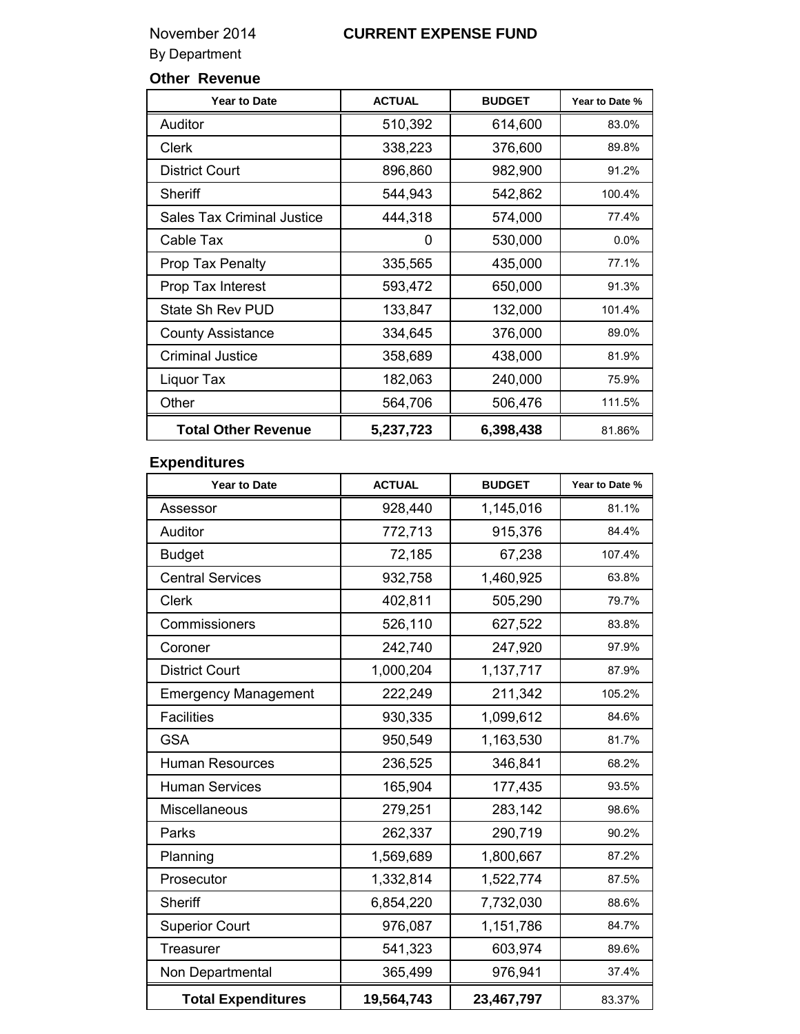November 2014 **CURRENT EXPENSE FUND**

By Department

### Other Revenue

| Year to Date | ACTUAL | BUDGET | Year to Date % |
|---|---|---|---|
| Auditor | 510,392 | 614,600 | 83.0% |
| Clerk | 338,223 | 376,600 | 89.8% |
| District Court | 896,860 | 982,900 | 91.2% |
| Sheriff | 544,943 | 542,862 | 100.4% |
| Sales Tax Criminal Justice | 444,318 | 574,000 | 77.4% |
| Cable Tax | 0 | 530,000 | 0.0% |
| Prop Tax Penalty | 335,565 | 435,000 | 77.1% |
| Prop Tax Interest | 593,472 | 650,000 | 91.3% |
| State Sh Rev PUD | 133,847 | 132,000 | 101.4% |
| County Assistance | 334,645 | 376,000 | 89.0% |
| Criminal Justice | 358,689 | 438,000 | 81.9% |
| Liquor Tax | 182,063 | 240,000 | 75.9% |
| Other | 564,706 | 506,476 | 111.5% |
| **Total Other Revenue** | **5,237,723** | **6,398,438** | 81.86% |

### Expenditures

| Year to Date | ACTUAL | BUDGET | Year to Date % |
|---|---|---|---|
| Assessor | 928,440 | 1,145,016 | 81.1% |
| Auditor | 772,713 | 915,376 | 84.4% |
| Budget | 72,185 | 67,238 | 107.4% |
| Central Services | 932,758 | 1,460,925 | 63.8% |
| Clerk | 402,811 | 505,290 | 79.7% |
| Commissioners | 526,110 | 627,522 | 83.8% |
| Coroner | 242,740 | 247,920 | 97.9% |
| District Court | 1,000,204 | 1,137,717 | 87.9% |
| Emergency Management | 222,249 | 211,342 | 105.2% |
| Facilities | 930,335 | 1,099,612 | 84.6% |
| GSA | 950,549 | 1,163,530 | 81.7% |
| Human Resources | 236,525 | 346,841 | 68.2% |
| Human Services | 165,904 | 177,435 | 93.5% |
| Miscellaneous | 279,251 | 283,142 | 98.6% |
| Parks | 262,337 | 290,719 | 90.2% |
| Planning | 1,569,689 | 1,800,667 | 87.2% |
| Prosecutor | 1,332,814 | 1,522,774 | 87.5% |
| Sheriff | 6,854,220 | 7,732,030 | 88.6% |
| Superior Court | 976,087 | 1,151,786 | 84.7% |
| Treasurer | 541,323 | 603,974 | 89.6% |
| Non Departmental | 365,499 | 976,941 | 37.4% |
| **Total Expenditures** | **19,564,743** | **23,467,797** | 83.37% |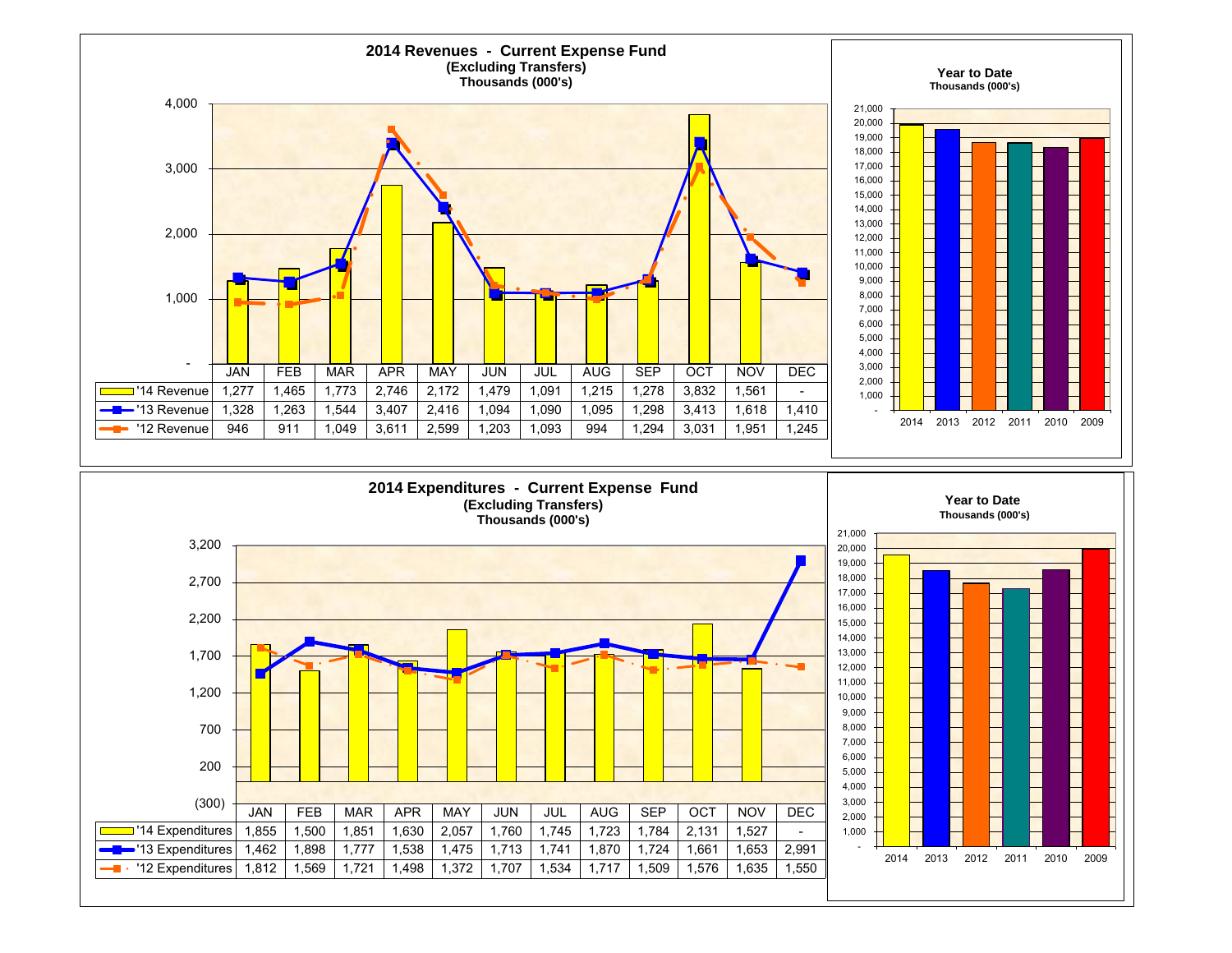## 2014 Revenues - Current Expense Fund
**(Excluding Transfers)**
**Thousands (000's)**

| | JAN | FEB | MAR | APR | MAY | JUN | JUL | AUG | SEP | OCT | NOV | DEC |
|---|---|---|---|---|---|---|---|---|---|---|---|---|
| '14 Revenue | 1,277 | 1,465 | 1,773 | 2,746 | 2,172 | 1,479 | 1,091 | 1,215 | 1,278 | 3,832 | 1,561 | - |
| '13 Revenue | 1,328 | 1,263 | 1,544 | 3,407 | 2,416 | 1,094 | 1,090 | 1,095 | 1,298 | 3,413 | 1,618 | 1,410 |
| '12 Revenue | 946 | 911 | 1,049 | 3,611 | 2,599 | 1,203 | 1,093 | 994 | 1,294 | 3,031 | 1,951 | 1,245 |

**Year to Date**
**Thousands (000's)**

Years shown: 2014, 2013, 2012, 2011, 2010, 2009

## 2014 Expenditures - Current Expense Fund
**(Excluding Transfers)**
**Thousands (000's)**

| | JAN | FEB | MAR | APR | MAY | JUN | JUL | AUG | SEP | OCT | NOV | DEC |
|---|---|---|---|---|---|---|---|---|---|---|---|---|
| '14 Expenditures | 1,855 | 1,500 | 1,851 | 1,630 | 2,057 | 1,760 | 1,745 | 1,723 | 1,784 | 2,131 | 1,527 | - |
| '13 Expenditures | 1,462 | 1,898 | 1,777 | 1,538 | 1,475 | 1,713 | 1,741 | 1,870 | 1,724 | 1,661 | 1,653 | 2,991 |
| '12 Expenditures | 1,812 | 1,569 | 1,721 | 1,498 | 1,372 | 1,707 | 1,534 | 1,717 | 1,509 | 1,576 | 1,635 | 1,550 |

**Year to Date**
**Thousands (000's)**

Years shown: 2014, 2013, 2012, 2011, 2010, 2009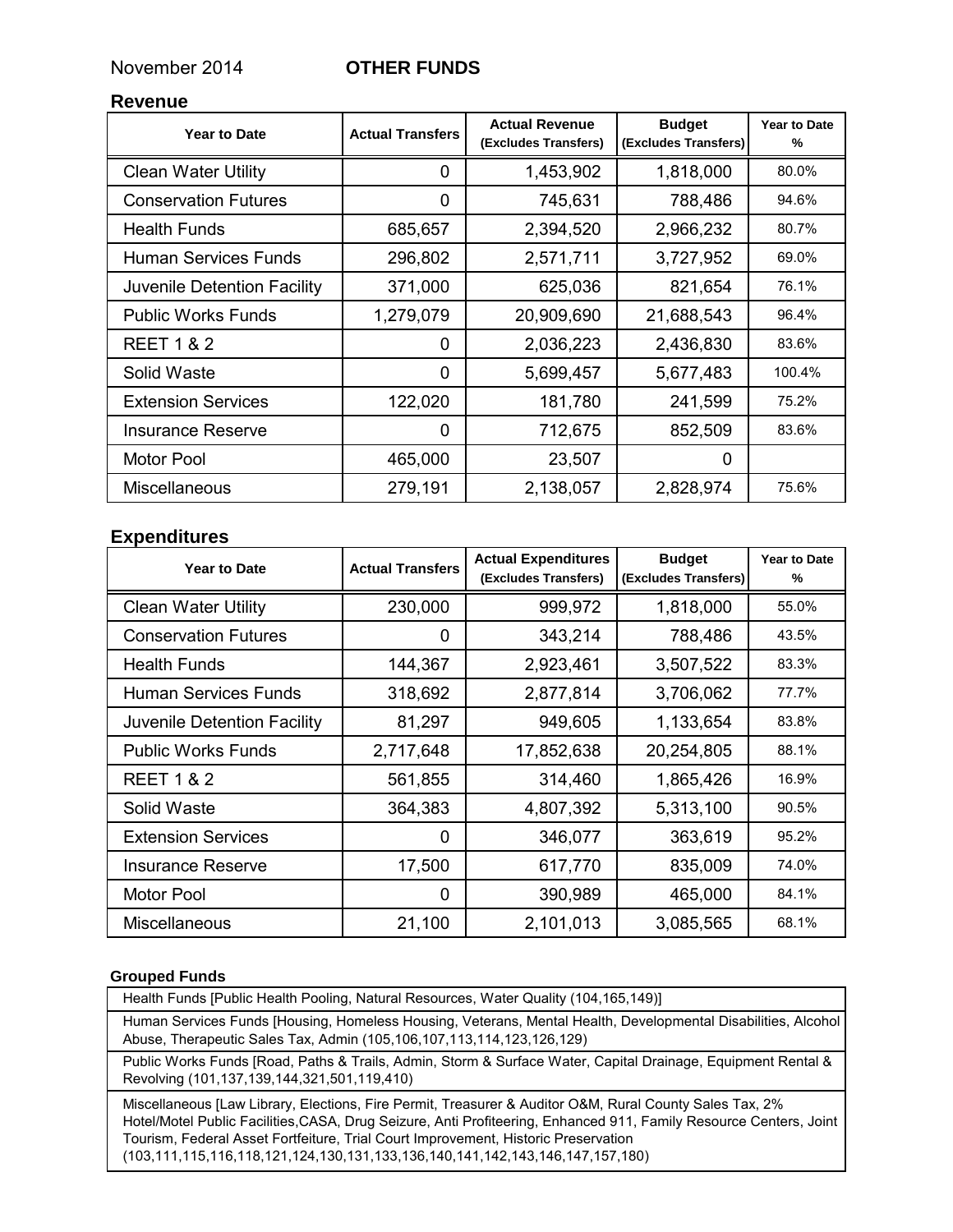November 2014 **OTHER FUNDS**

## Revenue

| Year to Date | Actual Transfers | Actual Revenue (Excludes Transfers) | Budget (Excludes Transfers) | Year to Date % |
|---|---|---|---|---|
| Clean Water Utility | 0 | 1,453,902 | 1,818,000 | 80.0% |
| Conservation Futures | 0 | 745,631 | 788,486 | 94.6% |
| Health Funds | 685,657 | 2,394,520 | 2,966,232 | 80.7% |
| Human Services Funds | 296,802 | 2,571,711 | 3,727,952 | 69.0% |
| Juvenile Detention Facility | 371,000 | 625,036 | 821,654 | 76.1% |
| Public Works Funds | 1,279,079 | 20,909,690 | 21,688,543 | 96.4% |
| REET 1 & 2 | 0 | 2,036,223 | 2,436,830 | 83.6% |
| Solid Waste | 0 | 5,699,457 | 5,677,483 | 100.4% |
| Extension Services | 122,020 | 181,780 | 241,599 | 75.2% |
| Insurance Reserve | 0 | 712,675 | 852,509 | 83.6% |
| Motor Pool | 465,000 | 23,507 | 0 | |
| Miscellaneous | 279,191 | 2,138,057 | 2,828,974 | 75.6% |

## Expenditures

| Year to Date | Actual Transfers | Actual Expenditures (Excludes Transfers) | Budget (Excludes Transfers) | Year to Date % |
|---|---|---|---|---|
| Clean Water Utility | 230,000 | 999,972 | 1,818,000 | 55.0% |
| Conservation Futures | 0 | 343,214 | 788,486 | 43.5% |
| Health Funds | 144,367 | 2,923,461 | 3,507,522 | 83.3% |
| Human Services Funds | 318,692 | 2,877,814 | 3,706,062 | 77.7% |
| Juvenile Detention Facility | 81,297 | 949,605 | 1,133,654 | 83.8% |
| Public Works Funds | 2,717,648 | 17,852,638 | 20,254,805 | 88.1% |
| REET 1 & 2 | 561,855 | 314,460 | 1,865,426 | 16.9% |
| Solid Waste | 364,383 | 4,807,392 | 5,313,100 | 90.5% |
| Extension Services | 0 | 346,077 | 363,619 | 95.2% |
| Insurance Reserve | 17,500 | 617,770 | 835,009 | 74.0% |
| Motor Pool | 0 | 390,989 | 465,000 | 84.1% |
| Miscellaneous | 21,100 | 2,101,013 | 3,085,565 | 68.1% |

### Grouped Funds

| |
|---|
| Health Funds [Public Health Pooling, Natural Resources, Water Quality (104,165,149)] |
| Human Services Funds [Housing, Homeless Housing, Veterans, Mental Health, Developmental Disabilities, Alcohol Abuse, Therapeutic Sales Tax, Admin (105,106,107,113,114,123,126,129) |
| Public Works Funds [Road, Paths & Trails, Admin, Storm & Surface Water, Capital Drainage, Equipment Rental & Revolving (101,137,139,144,321,501,119,410) |
| Miscellaneous [Law Library, Elections, Fire Permit, Treasurer & Auditor O&M, Rural County Sales Tax, 2% Hotel/Motel Public Facilities,CASA, Drug Seizure, Anti Profiteering, Enhanced 911, Family Resource Centers, Joint Tourism, Federal Asset Fortfeiture, Trial Court Improvement, Historic Preservation (103,111,115,116,118,121,124,130,131,133,136,140,141,142,143,146,147,157,180) |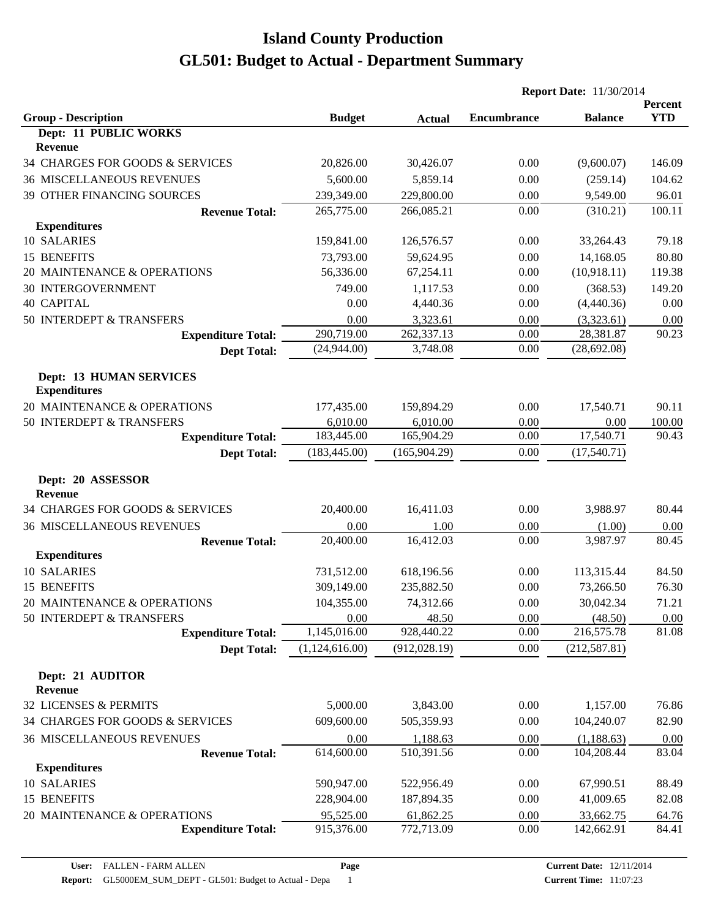# Island County Production
# GL501: Budget to Actual - Department Summary

**Report Date:** 11/30/2014

| Group - Description | Budget | Actual | Encumbrance | Balance | Percent YTD |
|---|---|---|---|---|---|
| **Dept: 11 PUBLIC WORKS** | | | | | |
| **Revenue** | | | | | |
| 34 CHARGES FOR GOODS & SERVICES | 20,826.00 | 30,426.07 | 0.00 | (9,600.07) | 146.09 |
| 36 MISCELLANEOUS REVENUES | 5,600.00 | 5,859.14 | 0.00 | (259.14) | 104.62 |
| 39 OTHER FINANCING SOURCES | 239,349.00 | 229,800.00 | 0.00 | 9,549.00 | 96.01 |
| **Revenue Total:** | 265,775.00 | 266,085.21 | 0.00 | (310.21) | 100.11 |
| **Expenditures** | | | | | |
| 10 SALARIES | 159,841.00 | 126,576.57 | 0.00 | 33,264.43 | 79.18 |
| 15 BENEFITS | 73,793.00 | 59,624.95 | 0.00 | 14,168.05 | 80.80 |
| 20 MAINTENANCE & OPERATIONS | 56,336.00 | 67,254.11 | 0.00 | (10,918.11) | 119.38 |
| 30 INTERGOVERNMENT | 749.00 | 1,117.53 | 0.00 | (368.53) | 149.20 |
| 40 CAPITAL | 0.00 | 4,440.36 | 0.00 | (4,440.36) | 0.00 |
| 50 INTERDEPT & TRANSFERS | 0.00 | 3,323.61 | 0.00 | (3,323.61) | 0.00 |
| **Expenditure Total:** | 290,719.00 | 262,337.13 | 0.00 | 28,381.87 | 90.23 |
| **Dept Total:** | (24,944.00) | 3,748.08 | 0.00 | (28,692.08) | |
| **Dept: 13 HUMAN SERVICES** | | | | | |
| **Expenditures** | | | | | |
| 20 MAINTENANCE & OPERATIONS | 177,435.00 | 159,894.29 | 0.00 | 17,540.71 | 90.11 |
| 50 INTERDEPT & TRANSFERS | 6,010.00 | 6,010.00 | 0.00 | 0.00 | 100.00 |
| **Expenditure Total:** | 183,445.00 | 165,904.29 | 0.00 | 17,540.71 | 90.43 |
| **Dept Total:** | (183,445.00) | (165,904.29) | 0.00 | (17,540.71) | |
| **Dept: 20 ASSESSOR** | | | | | |
| **Revenue** | | | | | |
| 34 CHARGES FOR GOODS & SERVICES | 20,400.00 | 16,411.03 | 0.00 | 3,988.97 | 80.44 |
| 36 MISCELLANEOUS REVENUES | 0.00 | 1.00 | 0.00 | (1.00) | 0.00 |
| **Revenue Total:** | 20,400.00 | 16,412.03 | 0.00 | 3,987.97 | 80.45 |
| **Expenditures** | | | | | |
| 10 SALARIES | 731,512.00 | 618,196.56 | 0.00 | 113,315.44 | 84.50 |
| 15 BENEFITS | 309,149.00 | 235,882.50 | 0.00 | 73,266.50 | 76.30 |
| 20 MAINTENANCE & OPERATIONS | 104,355.00 | 74,312.66 | 0.00 | 30,042.34 | 71.21 |
| 50 INTERDEPT & TRANSFERS | 0.00 | 48.50 | 0.00 | (48.50) | 0.00 |
| **Expenditure Total:** | 1,145,016.00 | 928,440.22 | 0.00 | 216,575.78 | 81.08 |
| **Dept Total:** | (1,124,616.00) | (912,028.19) | 0.00 | (212,587.81) | |
| **Dept: 21 AUDITOR** | | | | | |
| **Revenue** | | | | | |
| 32 LICENSES & PERMITS | 5,000.00 | 3,843.00 | 0.00 | 1,157.00 | 76.86 |
| 34 CHARGES FOR GOODS & SERVICES | 609,600.00 | 505,359.93 | 0.00 | 104,240.07 | 82.90 |
| 36 MISCELLANEOUS REVENUES | 0.00 | 1,188.63 | 0.00 | (1,188.63) | 0.00 |
| **Revenue Total:** | 614,600.00 | 510,391.56 | 0.00 | 104,208.44 | 83.04 |
| **Expenditures** | | | | | |
| 10 SALARIES | 590,947.00 | 522,956.49 | 0.00 | 67,990.51 | 88.49 |
| 15 BENEFITS | 228,904.00 | 187,894.35 | 0.00 | 41,009.65 | 82.08 |
| 20 MAINTENANCE & OPERATIONS | 95,525.00 | 61,862.25 | 0.00 | 33,662.75 | 64.76 |
| **Expenditure Total:** | 915,376.00 | 772,713.09 | 0.00 | 142,662.91 | 84.41 |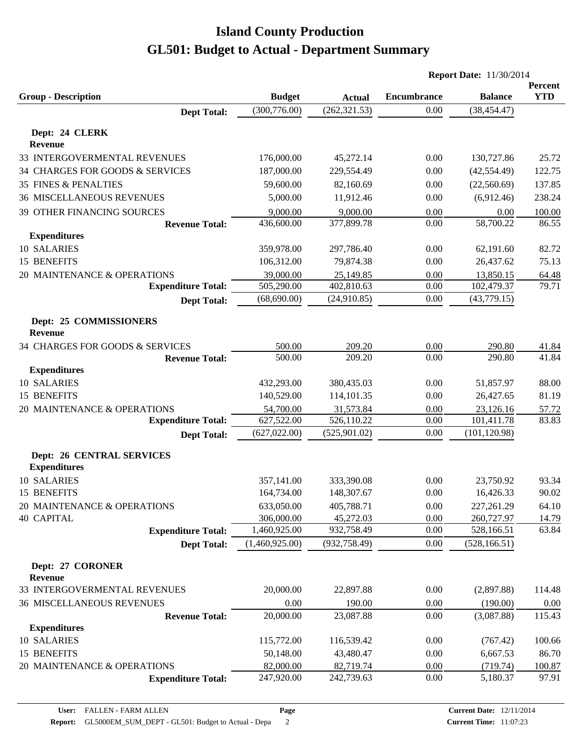# Island County Production

## GL501: Budget to Actual - Department Summary

**Report Date:** 11/30/2014

| Group - Description | Budget | Actual | Encumbrance | Balance | Percent YTD |
|---|---|---|---|---|---|
| **Dept Total:** | (300,776.00) | (262,321.53) | 0.00 | (38,454.47) | |
| **Dept: 24 CLERK** | | | | | |
| **Revenue** | | | | | |
| 33 INTERGOVERMENTAL REVENUES | 176,000.00 | 45,272.14 | 0.00 | 130,727.86 | 25.72 |
| 34 CHARGES FOR GOODS & SERVICES | 187,000.00 | 229,554.49 | 0.00 | (42,554.49) | 122.75 |
| 35 FINES & PENALTIES | 59,600.00 | 82,160.69 | 0.00 | (22,560.69) | 137.85 |
| 36 MISCELLANEOUS REVENUES | 5,000.00 | 11,912.46 | 0.00 | (6,912.46) | 238.24 |
| 39 OTHER FINANCING SOURCES | 9,000.00 | 9,000.00 | 0.00 | 0.00 | 100.00 |
| **Revenue Total:** | 436,600.00 | 377,899.78 | 0.00 | 58,700.22 | 86.55 |
| **Expenditures** | | | | | |
| 10 SALARIES | 359,978.00 | 297,786.40 | 0.00 | 62,191.60 | 82.72 |
| 15 BENEFITS | 106,312.00 | 79,874.38 | 0.00 | 26,437.62 | 75.13 |
| 20 MAINTENANCE & OPERATIONS | 39,000.00 | 25,149.85 | 0.00 | 13,850.15 | 64.48 |
| **Expenditure Total:** | 505,290.00 | 402,810.63 | 0.00 | 102,479.37 | 79.71 |
| **Dept Total:** | (68,690.00) | (24,910.85) | 0.00 | (43,779.15) | |
| **Dept: 25 COMMISSIONERS** | | | | | |
| **Revenue** | | | | | |
| 34 CHARGES FOR GOODS & SERVICES | 500.00 | 209.20 | 0.00 | 290.80 | 41.84 |
| **Revenue Total:** | 500.00 | 209.20 | 0.00 | 290.80 | 41.84 |
| **Expenditures** | | | | | |
| 10 SALARIES | 432,293.00 | 380,435.03 | 0.00 | 51,857.97 | 88.00 |
| 15 BENEFITS | 140,529.00 | 114,101.35 | 0.00 | 26,427.65 | 81.19 |
| 20 MAINTENANCE & OPERATIONS | 54,700.00 | 31,573.84 | 0.00 | 23,126.16 | 57.72 |
| **Expenditure Total:** | 627,522.00 | 526,110.22 | 0.00 | 101,411.78 | 83.83 |
| **Dept Total:** | (627,022.00) | (525,901.02) | 0.00 | (101,120.98) | |
| **Dept: 26 CENTRAL SERVICES** | | | | | |
| **Expenditures** | | | | | |
| 10 SALARIES | 357,141.00 | 333,390.08 | 0.00 | 23,750.92 | 93.34 |
| 15 BENEFITS | 164,734.00 | 148,307.67 | 0.00 | 16,426.33 | 90.02 |
| 20 MAINTENANCE & OPERATIONS | 633,050.00 | 405,788.71 | 0.00 | 227,261.29 | 64.10 |
| 40 CAPITAL | 306,000.00 | 45,272.03 | 0.00 | 260,727.97 | 14.79 |
| **Expenditure Total:** | 1,460,925.00 | 932,758.49 | 0.00 | 528,166.51 | 63.84 |
| **Dept Total:** | (1,460,925.00) | (932,758.49) | 0.00 | (528,166.51) | |
| **Dept: 27 CORONER** | | | | | |
| **Revenue** | | | | | |
| 33 INTERGOVERMENTAL REVENUES | 20,000.00 | 22,897.88 | 0.00 | (2,897.88) | 114.48 |
| 36 MISCELLANEOUS REVENUES | 0.00 | 190.00 | 0.00 | (190.00) | 0.00 |
| **Revenue Total:** | 20,000.00 | 23,087.88 | 0.00 | (3,087.88) | 115.43 |
| **Expenditures** | | | | | |
| 10 SALARIES | 115,772.00 | 116,539.42 | 0.00 | (767.42) | 100.66 |
| 15 BENEFITS | 50,148.00 | 43,480.47 | 0.00 | 6,667.53 | 86.70 |
| 20 MAINTENANCE & OPERATIONS | 82,000.00 | 82,719.74 | 0.00 | (719.74) | 100.87 |
| **Expenditure Total:** | 247,920.00 | 242,739.63 | 0.00 | 5,180.37 | 97.91 |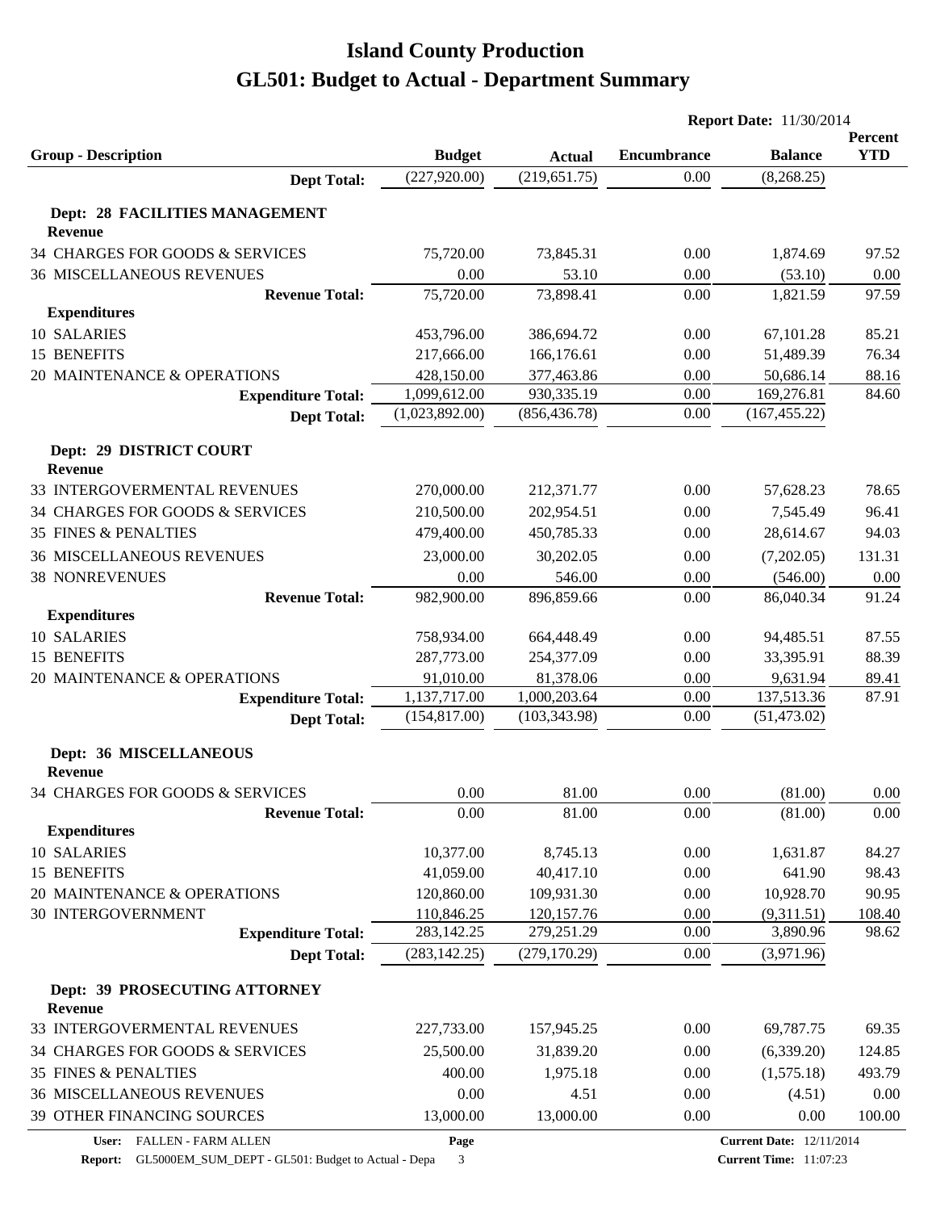# Island County Production

# GL501: Budget to Actual - Department Summary

**Report Date:** 11/30/2014

| Group - Description | Budget | Actual | Encumbrance | Balance | Percent YTD |
|---|---|---|---|---|---|
| **Dept Total:** | (227,920.00) | (219,651.75) | 0.00 | (8,268.25) | |
| **Dept: 28 FACILITIES MANAGEMENT** | | | | | |
| **Revenue** | | | | | |
| 34 CHARGES FOR GOODS & SERVICES | 75,720.00 | 73,845.31 | 0.00 | 1,874.69 | 97.52 |
| 36 MISCELLANEOUS REVENUES | 0.00 | 53.10 | 0.00 | (53.10) | 0.00 |
| **Revenue Total:** | 75,720.00 | 73,898.41 | 0.00 | 1,821.59 | 97.59 |
| **Expenditures** | | | | | |
| 10 SALARIES | 453,796.00 | 386,694.72 | 0.00 | 67,101.28 | 85.21 |
| 15 BENEFITS | 217,666.00 | 166,176.61 | 0.00 | 51,489.39 | 76.34 |
| 20 MAINTENANCE & OPERATIONS | 428,150.00 | 377,463.86 | 0.00 | 50,686.14 | 88.16 |
| **Expenditure Total:** | 1,099,612.00 | 930,335.19 | 0.00 | 169,276.81 | 84.60 |
| **Dept Total:** | (1,023,892.00) | (856,436.78) | 0.00 | (167,455.22) | |
| **Dept: 29 DISTRICT COURT** | | | | | |
| **Revenue** | | | | | |
| 33 INTERGOVERMENTAL REVENUES | 270,000.00 | 212,371.77 | 0.00 | 57,628.23 | 78.65 |
| 34 CHARGES FOR GOODS & SERVICES | 210,500.00 | 202,954.51 | 0.00 | 7,545.49 | 96.41 |
| 35 FINES & PENALTIES | 479,400.00 | 450,785.33 | 0.00 | 28,614.67 | 94.03 |
| 36 MISCELLANEOUS REVENUES | 23,000.00 | 30,202.05 | 0.00 | (7,202.05) | 131.31 |
| 38 NONREVENUES | 0.00 | 546.00 | 0.00 | (546.00) | 0.00 |
| **Revenue Total:** | 982,900.00 | 896,859.66 | 0.00 | 86,040.34 | 91.24 |
| **Expenditures** | | | | | |
| 10 SALARIES | 758,934.00 | 664,448.49 | 0.00 | 94,485.51 | 87.55 |
| 15 BENEFITS | 287,773.00 | 254,377.09 | 0.00 | 33,395.91 | 88.39 |
| 20 MAINTENANCE & OPERATIONS | 91,010.00 | 81,378.06 | 0.00 | 9,631.94 | 89.41 |
| **Expenditure Total:** | 1,137,717.00 | 1,000,203.64 | 0.00 | 137,513.36 | 87.91 |
| **Dept Total:** | (154,817.00) | (103,343.98) | 0.00 | (51,473.02) | |
| **Dept: 36 MISCELLANEOUS** | | | | | |
| **Revenue** | | | | | |
| 34 CHARGES FOR GOODS & SERVICES | 0.00 | 81.00 | 0.00 | (81.00) | 0.00 |
| **Revenue Total:** | 0.00 | 81.00 | 0.00 | (81.00) | 0.00 |
| **Expenditures** | | | | | |
| 10 SALARIES | 10,377.00 | 8,745.13 | 0.00 | 1,631.87 | 84.27 |
| 15 BENEFITS | 41,059.00 | 40,417.10 | 0.00 | 641.90 | 98.43 |
| 20 MAINTENANCE & OPERATIONS | 120,860.00 | 109,931.30 | 0.00 | 10,928.70 | 90.95 |
| 30 INTERGOVERNMENT | 110,846.25 | 120,157.76 | 0.00 | (9,311.51) | 108.40 |
| **Expenditure Total:** | 283,142.25 | 279,251.29 | 0.00 | 3,890.96 | 98.62 |
| **Dept Total:** | (283,142.25) | (279,170.29) | 0.00 | (3,971.96) | |
| **Dept: 39 PROSECUTING ATTORNEY** | | | | | |
| **Revenue** | | | | | |
| 33 INTERGOVERMENTAL REVENUES | 227,733.00 | 157,945.25 | 0.00 | 69,787.75 | 69.35 |
| 34 CHARGES FOR GOODS & SERVICES | 25,500.00 | 31,839.20 | 0.00 | (6,339.20) | 124.85 |
| 35 FINES & PENALTIES | 400.00 | 1,975.18 | 0.00 | (1,575.18) | 493.79 |
| 36 MISCELLANEOUS REVENUES | 0.00 | 4.51 | 0.00 | (4.51) | 0.00 |
| 39 OTHER FINANCING SOURCES | 13,000.00 | 13,000.00 | 0.00 | 0.00 | 100.00 |

**User:** FALLEN - FARM ALLEN
**Report:** GL5000EM_SUM_DEPT - GL501: Budget to Actual - Depa
**Current Date:** 12/11/2014
**Current Time:** 11:07:23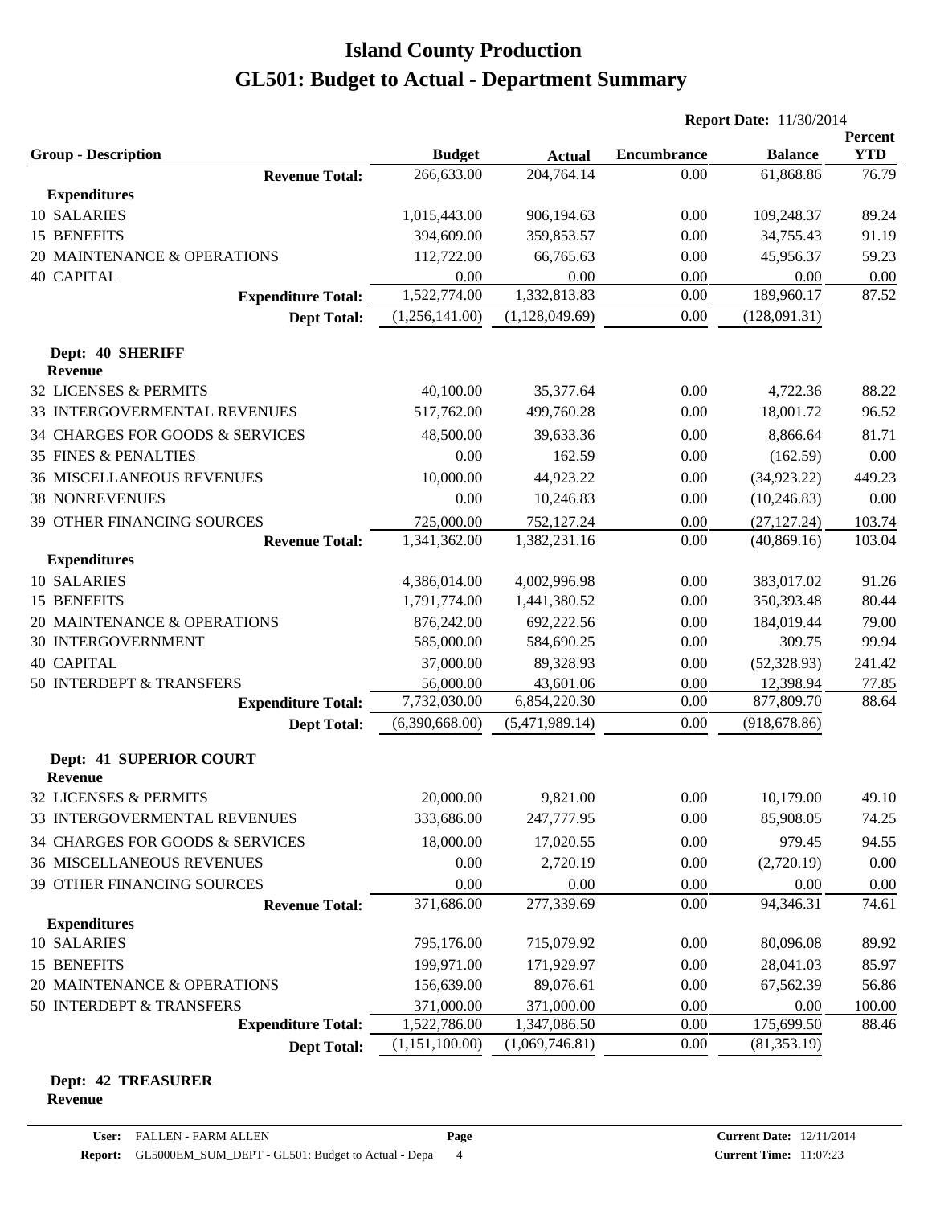# Island County Production
# GL501: Budget to Actual - Department Summary

**Report Date:** 11/30/2014

| Group - Description | Budget | Actual | Encumbrance | Balance | Percent YTD |
|---|---|---|---|---|---|
| **Revenue Total:** | 266,633.00 | 204,764.14 | 0.00 | 61,868.86 | 76.79 |
| **Expenditures** | | | | | |
| 10 SALARIES | 1,015,443.00 | 906,194.63 | 0.00 | 109,248.37 | 89.24 |
| 15 BENEFITS | 394,609.00 | 359,853.57 | 0.00 | 34,755.43 | 91.19 |
| 20 MAINTENANCE & OPERATIONS | 112,722.00 | 66,765.63 | 0.00 | 45,956.37 | 59.23 |
| 40 CAPITAL | 0.00 | 0.00 | 0.00 | 0.00 | 0.00 |
| **Expenditure Total:** | 1,522,774.00 | 1,332,813.83 | 0.00 | 189,960.17 | 87.52 |
| **Dept Total:** | (1,256,141.00) | (1,128,049.69) | 0.00 | (128,091.31) | |
| **Dept: 40 SHERIFF** | | | | | |
| **Revenue** | | | | | |
| 32 LICENSES & PERMITS | 40,100.00 | 35,377.64 | 0.00 | 4,722.36 | 88.22 |
| 33 INTERGOVERMENTAL REVENUES | 517,762.00 | 499,760.28 | 0.00 | 18,001.72 | 96.52 |
| 34 CHARGES FOR GOODS & SERVICES | 48,500.00 | 39,633.36 | 0.00 | 8,866.64 | 81.71 |
| 35 FINES & PENALTIES | 0.00 | 162.59 | 0.00 | (162.59) | 0.00 |
| 36 MISCELLANEOUS REVENUES | 10,000.00 | 44,923.22 | 0.00 | (34,923.22) | 449.23 |
| 38 NONREVENUES | 0.00 | 10,246.83 | 0.00 | (10,246.83) | 0.00 |
| 39 OTHER FINANCING SOURCES | 725,000.00 | 752,127.24 | 0.00 | (27,127.24) | 103.74 |
| **Revenue Total:** | 1,341,362.00 | 1,382,231.16 | 0.00 | (40,869.16) | 103.04 |
| **Expenditures** | | | | | |
| 10 SALARIES | 4,386,014.00 | 4,002,996.98 | 0.00 | 383,017.02 | 91.26 |
| 15 BENEFITS | 1,791,774.00 | 1,441,380.52 | 0.00 | 350,393.48 | 80.44 |
| 20 MAINTENANCE & OPERATIONS | 876,242.00 | 692,222.56 | 0.00 | 184,019.44 | 79.00 |
| 30 INTERGOVERNMENT | 585,000.00 | 584,690.25 | 0.00 | 309.75 | 99.94 |
| 40 CAPITAL | 37,000.00 | 89,328.93 | 0.00 | (52,328.93) | 241.42 |
| 50 INTERDEPT & TRANSFERS | 56,000.00 | 43,601.06 | 0.00 | 12,398.94 | 77.85 |
| **Expenditure Total:** | 7,732,030.00 | 6,854,220.30 | 0.00 | 877,809.70 | 88.64 |
| **Dept Total:** | (6,390,668.00) | (5,471,989.14) | 0.00 | (918,678.86) | |
| **Dept: 41 SUPERIOR COURT** | | | | | |
| **Revenue** | | | | | |
| 32 LICENSES & PERMITS | 20,000.00 | 9,821.00 | 0.00 | 10,179.00 | 49.10 |
| 33 INTERGOVERMENTAL REVENUES | 333,686.00 | 247,777.95 | 0.00 | 85,908.05 | 74.25 |
| 34 CHARGES FOR GOODS & SERVICES | 18,000.00 | 17,020.55 | 0.00 | 979.45 | 94.55 |
| 36 MISCELLANEOUS REVENUES | 0.00 | 2,720.19 | 0.00 | (2,720.19) | 0.00 |
| 39 OTHER FINANCING SOURCES | 0.00 | 0.00 | 0.00 | 0.00 | 0.00 |
| **Revenue Total:** | 371,686.00 | 277,339.69 | 0.00 | 94,346.31 | 74.61 |
| **Expenditures** | | | | | |
| 10 SALARIES | 795,176.00 | 715,079.92 | 0.00 | 80,096.08 | 89.92 |
| 15 BENEFITS | 199,971.00 | 171,929.97 | 0.00 | 28,041.03 | 85.97 |
| 20 MAINTENANCE & OPERATIONS | 156,639.00 | 89,076.61 | 0.00 | 67,562.39 | 56.86 |
| 50 INTERDEPT & TRANSFERS | 371,000.00 | 371,000.00 | 0.00 | 0.00 | 100.00 |
| **Expenditure Total:** | 1,522,786.00 | 1,347,086.50 | 0.00 | 175,699.50 | 88.46 |
| **Dept Total:** | (1,151,100.00) | (1,069,746.81) | 0.00 | (81,353.19) | |

**Dept: 42 TREASURER**

**Revenue**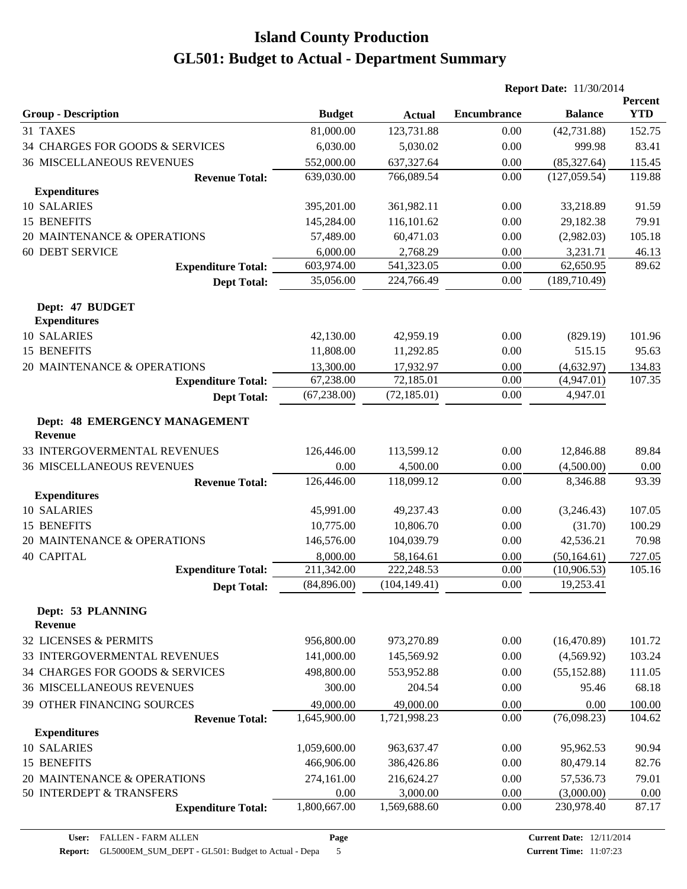# Island County Production
# GL501: Budget to Actual - Department Summary

**Report Date:** 11/30/2014

| Group - Description | Budget | Actual | Encumbrance | Balance | Percent YTD |
|---|---|---|---|---|---|
| 31 TAXES | 81,000.00 | 123,731.88 | 0.00 | (42,731.88) | 152.75 |
| 34 CHARGES FOR GOODS & SERVICES | 6,030.00 | 5,030.02 | 0.00 | 999.98 | 83.41 |
| 36 MISCELLANEOUS REVENUES | 552,000.00 | 637,327.64 | 0.00 | (85,327.64) | 115.45 |
| **Revenue Total:** | 639,030.00 | 766,089.54 | 0.00 | (127,059.54) | 119.88 |
| **Expenditures** | | | | | |
| 10 SALARIES | 395,201.00 | 361,982.11 | 0.00 | 33,218.89 | 91.59 |
| 15 BENEFITS | 145,284.00 | 116,101.62 | 0.00 | 29,182.38 | 79.91 |
| 20 MAINTENANCE & OPERATIONS | 57,489.00 | 60,471.03 | 0.00 | (2,982.03) | 105.18 |
| 60 DEBT SERVICE | 6,000.00 | 2,768.29 | 0.00 | 3,231.71 | 46.13 |
| **Expenditure Total:** | 603,974.00 | 541,323.05 | 0.00 | 62,650.95 | 89.62 |
| **Dept Total:** | 35,056.00 | 224,766.49 | 0.00 | (189,710.49) | |
| **Dept: 47 BUDGET** | | | | | |
| **Expenditures** | | | | | |
| 10 SALARIES | 42,130.00 | 42,959.19 | 0.00 | (829.19) | 101.96 |
| 15 BENEFITS | 11,808.00 | 11,292.85 | 0.00 | 515.15 | 95.63 |
| 20 MAINTENANCE & OPERATIONS | 13,300.00 | 17,932.97 | 0.00 | (4,632.97) | 134.83 |
| **Expenditure Total:** | 67,238.00 | 72,185.01 | 0.00 | (4,947.01) | 107.35 |
| **Dept Total:** | (67,238.00) | (72,185.01) | 0.00 | 4,947.01 | |
| **Dept: 48 EMERGENCY MANAGEMENT** | | | | | |
| **Revenue** | | | | | |
| 33 INTERGOVERMENTAL REVENUES | 126,446.00 | 113,599.12 | 0.00 | 12,846.88 | 89.84 |
| 36 MISCELLANEOUS REVENUES | 0.00 | 4,500.00 | 0.00 | (4,500.00) | 0.00 |
| **Revenue Total:** | 126,446.00 | 118,099.12 | 0.00 | 8,346.88 | 93.39 |
| **Expenditures** | | | | | |
| 10 SALARIES | 45,991.00 | 49,237.43 | 0.00 | (3,246.43) | 107.05 |
| 15 BENEFITS | 10,775.00 | 10,806.70 | 0.00 | (31.70) | 100.29 |
| 20 MAINTENANCE & OPERATIONS | 146,576.00 | 104,039.79 | 0.00 | 42,536.21 | 70.98 |
| 40 CAPITAL | 8,000.00 | 58,164.61 | 0.00 | (50,164.61) | 727.05 |
| **Expenditure Total:** | 211,342.00 | 222,248.53 | 0.00 | (10,906.53) | 105.16 |
| **Dept Total:** | (84,896.00) | (104,149.41) | 0.00 | 19,253.41 | |
| **Dept: 53 PLANNING** | | | | | |
| **Revenue** | | | | | |
| 32 LICENSES & PERMITS | 956,800.00 | 973,270.89 | 0.00 | (16,470.89) | 101.72 |
| 33 INTERGOVERMENTAL REVENUES | 141,000.00 | 145,569.92 | 0.00 | (4,569.92) | 103.24 |
| 34 CHARGES FOR GOODS & SERVICES | 498,800.00 | 553,952.88 | 0.00 | (55,152.88) | 111.05 |
| 36 MISCELLANEOUS REVENUES | 300.00 | 204.54 | 0.00 | 95.46 | 68.18 |
| 39 OTHER FINANCING SOURCES | 49,000.00 | 49,000.00 | 0.00 | 0.00 | 100.00 |
| **Revenue Total:** | 1,645,900.00 | 1,721,998.23 | 0.00 | (76,098.23) | 104.62 |
| **Expenditures** | | | | | |
| 10 SALARIES | 1,059,600.00 | 963,637.47 | 0.00 | 95,962.53 | 90.94 |
| 15 BENEFITS | 466,906.00 | 386,426.86 | 0.00 | 80,479.14 | 82.76 |
| 20 MAINTENANCE & OPERATIONS | 274,161.00 | 216,624.27 | 0.00 | 57,536.73 | 79.01 |
| 50 INTERDEPT & TRANSFERS | 0.00 | 3,000.00 | 0.00 | (3,000.00) | 0.00 |
| **Expenditure Total:** | 1,800,667.00 | 1,569,688.60 | 0.00 | 230,978.40 | 87.17 |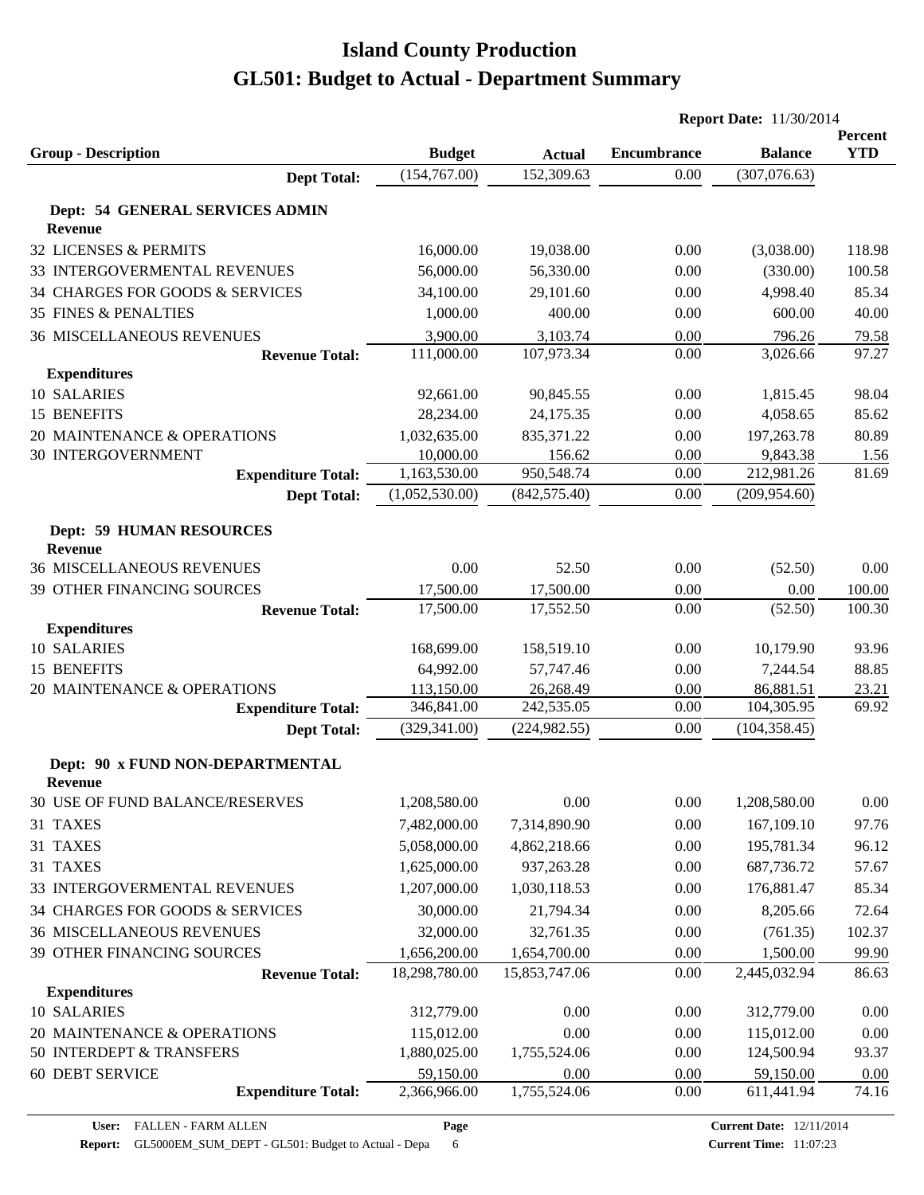# Island County Production

## GL501: Budget to Actual - Department Summary

**Report Date:** 11/30/2014

| Group - Description | Budget | Actual | Encumbrance | Balance | Percent YTD |
|---|---|---|---|---|---|
| **Dept Total:** | (154,767.00) | 152,309.63 | 0.00 | (307,076.63) | |
| **Dept: 54 GENERAL SERVICES ADMIN** | | | | | |
| **Revenue** | | | | | |
| 32 LICENSES & PERMITS | 16,000.00 | 19,038.00 | 0.00 | (3,038.00) | 118.98 |
| 33 INTERGOVERMENTAL REVENUES | 56,000.00 | 56,330.00 | 0.00 | (330.00) | 100.58 |
| 34 CHARGES FOR GOODS & SERVICES | 34,100.00 | 29,101.60 | 0.00 | 4,998.40 | 85.34 |
| 35 FINES & PENALTIES | 1,000.00 | 400.00 | 0.00 | 600.00 | 40.00 |
| 36 MISCELLANEOUS REVENUES | 3,900.00 | 3,103.74 | 0.00 | 796.26 | 79.58 |
| **Revenue Total:** | 111,000.00 | 107,973.34 | 0.00 | 3,026.66 | 97.27 |
| **Expenditures** | | | | | |
| 10 SALARIES | 92,661.00 | 90,845.55 | 0.00 | 1,815.45 | 98.04 |
| 15 BENEFITS | 28,234.00 | 24,175.35 | 0.00 | 4,058.65 | 85.62 |
| 20 MAINTENANCE & OPERATIONS | 1,032,635.00 | 835,371.22 | 0.00 | 197,263.78 | 80.89 |
| 30 INTERGOVERNMENT | 10,000.00 | 156.62 | 0.00 | 9,843.38 | 1.56 |
| **Expenditure Total:** | 1,163,530.00 | 950,548.74 | 0.00 | 212,981.26 | 81.69 |
| **Dept Total:** | (1,052,530.00) | (842,575.40) | 0.00 | (209,954.60) | |
| **Dept: 59 HUMAN RESOURCES** | | | | | |
| **Revenue** | | | | | |
| 36 MISCELLANEOUS REVENUES | 0.00 | 52.50 | 0.00 | (52.50) | 0.00 |
| 39 OTHER FINANCING SOURCES | 17,500.00 | 17,500.00 | 0.00 | 0.00 | 100.00 |
| **Revenue Total:** | 17,500.00 | 17,552.50 | 0.00 | (52.50) | 100.30 |
| **Expenditures** | | | | | |
| 10 SALARIES | 168,699.00 | 158,519.10 | 0.00 | 10,179.90 | 93.96 |
| 15 BENEFITS | 64,992.00 | 57,747.46 | 0.00 | 7,244.54 | 88.85 |
| 20 MAINTENANCE & OPERATIONS | 113,150.00 | 26,268.49 | 0.00 | 86,881.51 | 23.21 |
| **Expenditure Total:** | 346,841.00 | 242,535.05 | 0.00 | 104,305.95 | 69.92 |
| **Dept Total:** | (329,341.00) | (224,982.55) | 0.00 | (104,358.45) | |
| **Dept: 90 x FUND NON-DEPARTMENTAL** | | | | | |
| **Revenue** | | | | | |
| 30 USE OF FUND BALANCE/RESERVES | 1,208,580.00 | 0.00 | 0.00 | 1,208,580.00 | 0.00 |
| 31 TAXES | 7,482,000.00 | 7,314,890.90 | 0.00 | 167,109.10 | 97.76 |
| 31 TAXES | 5,058,000.00 | 4,862,218.66 | 0.00 | 195,781.34 | 96.12 |
| 31 TAXES | 1,625,000.00 | 937,263.28 | 0.00 | 687,736.72 | 57.67 |
| 33 INTERGOVERMENTAL REVENUES | 1,207,000.00 | 1,030,118.53 | 0.00 | 176,881.47 | 85.34 |
| 34 CHARGES FOR GOODS & SERVICES | 30,000.00 | 21,794.34 | 0.00 | 8,205.66 | 72.64 |
| 36 MISCELLANEOUS REVENUES | 32,000.00 | 32,761.35 | 0.00 | (761.35) | 102.37 |
| 39 OTHER FINANCING SOURCES | 1,656,200.00 | 1,654,700.00 | 0.00 | 1,500.00 | 99.90 |
| **Revenue Total:** | 18,298,780.00 | 15,853,747.06 | 0.00 | 2,445,032.94 | 86.63 |
| **Expenditures** | | | | | |
| 10 SALARIES | 312,779.00 | 0.00 | 0.00 | 312,779.00 | 0.00 |
| 20 MAINTENANCE & OPERATIONS | 115,012.00 | 0.00 | 0.00 | 115,012.00 | 0.00 |
| 50 INTERDEPT & TRANSFERS | 1,880,025.00 | 1,755,524.06 | 0.00 | 124,500.94 | 93.37 |
| 60 DEBT SERVICE | 59,150.00 | 0.00 | 0.00 | 59,150.00 | 0.00 |
| **Expenditure Total:** | 2,366,966.00 | 1,755,524.06 | 0.00 | 611,441.94 | 74.16 |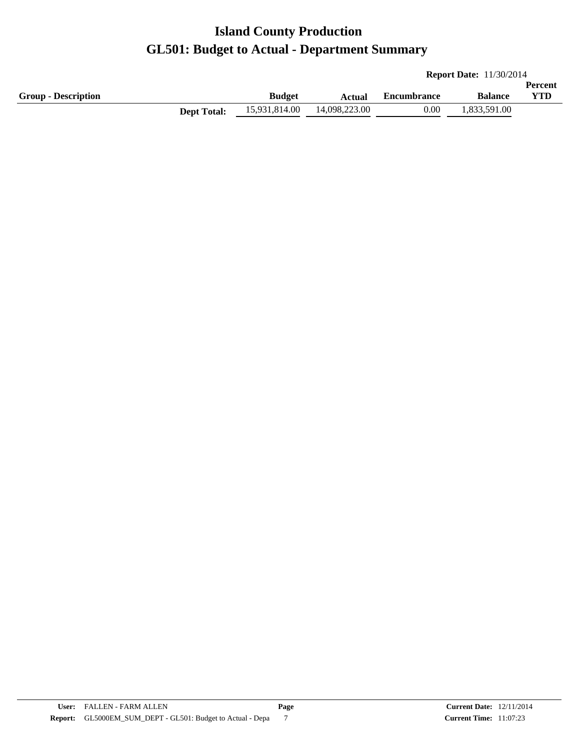# Island County Production
# GL501: Budget to Actual - Department Summary

**Report Date:** 11/30/2014

| Group - Description | | Budget | Actual | Encumbrance | Balance | Percent YTD |
|---|---|---|---|---|---|---|
| | **Dept Total:** | 15,931,814.00 | 14,098,223.00 | 0.00 | 1,833,591.00 | |